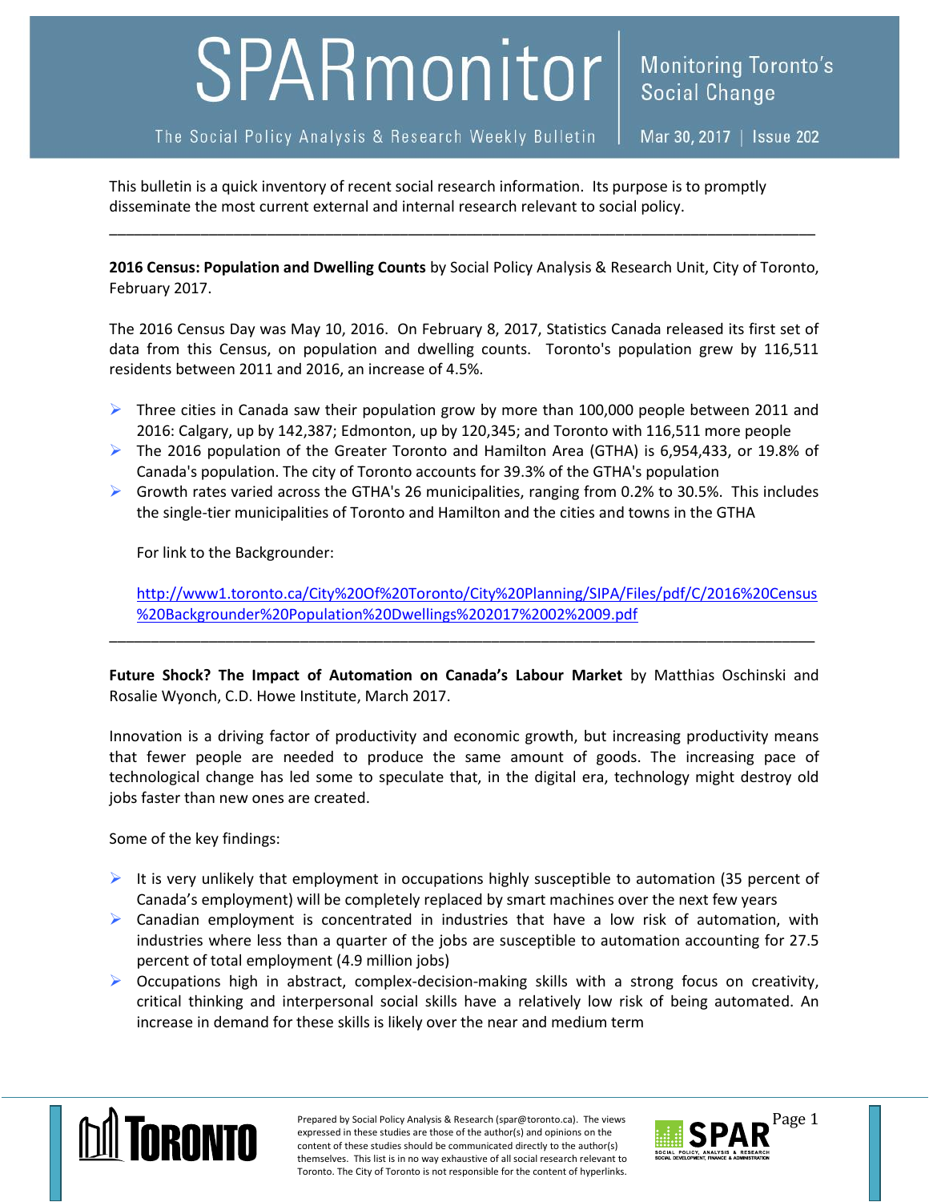# SPARmonitor

The Social Policy Analysis & Research Weekly Bulletin

Monitoring Toronto's Social Change

Mar 30, 2017 | Issue 202

This bulletin is a quick inventory of recent social research information. Its purpose is to promptly disseminate the most current external and internal research relevant to social policy.

---

**2016 Census: Population and Dwelling Counts** by Social Policy Analysis & Research Unit, City of Toronto, February 2017.

The 2016 Census Day was May 10, 2016. On February 8, 2017, Statistics Canada released its first set of data from this Census, on population and dwelling counts. Toronto's population grew by 116,511 residents between 2011 and 2016, an increase of 4.5%.

- Three cities in Canada saw their population grow by more than 100,000 people between 2011 and 2016: Calgary, up by 142,387; Edmonton, up by 120,345; and Toronto with 116,511 more people
- The 2016 population of the Greater Toronto and Hamilton Area (GTHA) is 6,954,433, or 19.8% of Canada's population. The city of Toronto accounts for 39.3% of the GTHA's population
- Growth rates varied across the GTHA's 26 municipalities, ranging from 0.2% to 30.5%. This includes the single-tier municipalities of Toronto and Hamilton and the cities and towns in the GTHA

For link to the Backgrounder:

http://www1.toronto.ca/City%20Of%20Toronto/City%20Planning/SIPA/Files/pdf/C/2016%20Census%20Backgrounder%20Population%20Dwellings%202017%2002%2009.pdf

---

**Future Shock? The Impact of Automation on Canada's Labour Market** by Matthias Oschinski and Rosalie Wyonch, C.D. Howe Institute, March 2017.

Innovation is a driving factor of productivity and economic growth, but increasing productivity means that fewer people are needed to produce the same amount of goods. The increasing pace of technological change has led some to speculate that, in the digital era, technology might destroy old jobs faster than new ones are created.

Some of the key findings:

- It is very unlikely that employment in occupations highly susceptible to automation (35 percent of Canada's employment) will be completely replaced by smart machines over the next few years
- Canadian employment is concentrated in industries that have a low risk of automation, with industries where less than a quarter of the jobs are susceptible to automation accounting for 27.5 percent of total employment (4.9 million jobs)
- Occupations high in abstract, complex-decision-making skills with a strong focus on creativity, critical thinking and interpersonal social skills have a relatively low risk of being automated. An increase in demand for these skills is likely over the near and medium term

Prepared by Social Policy Analysis & Research (spar@toronto.ca). The views expressed in these studies are those of the author(s) and opinions on the content of these studies should be communicated directly to the author(s) themselves. This list is in no way exhaustive of all social research relevant to Toronto. The City of Toronto is not responsible for the content of hyperlinks.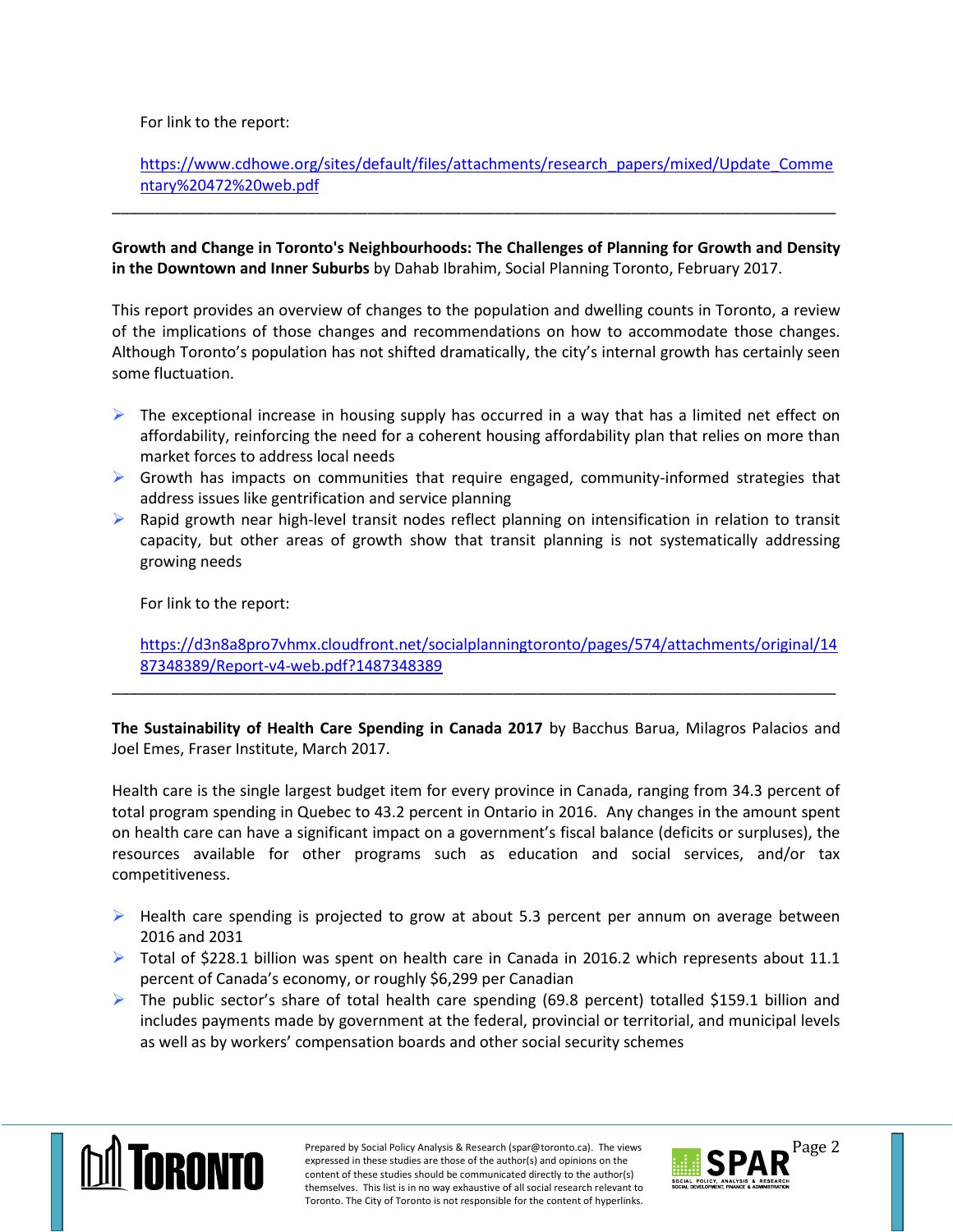For link to the report:

https://www.cdhowe.org/sites/default/files/attachments/research_papers/mixed/Update_Commentary%20472%20web.pdf

---

**Growth and Change in Toronto's Neighbourhoods: The Challenges of Planning for Growth and Density in the Downtown and Inner Suburbs** by Dahab Ibrahim, Social Planning Toronto, February 2017.

This report provides an overview of changes to the population and dwelling counts in Toronto, a review of the implications of those changes and recommendations on how to accommodate those changes. Although Toronto's population has not shifted dramatically, the city's internal growth has certainly seen some fluctuation.

- The exceptional increase in housing supply has occurred in a way that has a limited net effect on affordability, reinforcing the need for a coherent housing affordability plan that relies on more than market forces to address local needs
- Growth has impacts on communities that require engaged, community-informed strategies that address issues like gentrification and service planning
- Rapid growth near high-level transit nodes reflect planning on intensification in relation to transit capacity, but other areas of growth show that transit planning is not systematically addressing growing needs

For link to the report:

https://d3n8a8pro7vhmx.cloudfront.net/socialplanningtoronto/pages/574/attachments/original/1487348389/Report-v4-web.pdf?1487348389

---

**The Sustainability of Health Care Spending in Canada 2017** by Bacchus Barua, Milagros Palacios and Joel Emes, Fraser Institute, March 2017.

Health care is the single largest budget item for every province in Canada, ranging from 34.3 percent of total program spending in Quebec to 43.2 percent in Ontario in 2016. Any changes in the amount spent on health care can have a significant impact on a government's fiscal balance (deficits or surpluses), the resources available for other programs such as education and social services, and/or tax competitiveness.

- Health care spending is projected to grow at about 5.3 percent per annum on average between 2016 and 2031
- Total of $228.1 billion was spent on health care in Canada in 2016.2 which represents about 11.1 percent of Canada's economy, or roughly $6,299 per Canadian
- The public sector's share of total health care spending (69.8 percent) totalled $159.1 billion and includes payments made by government at the federal, provincial or territorial, and municipal levels as well as by workers' compensation boards and other social security schemes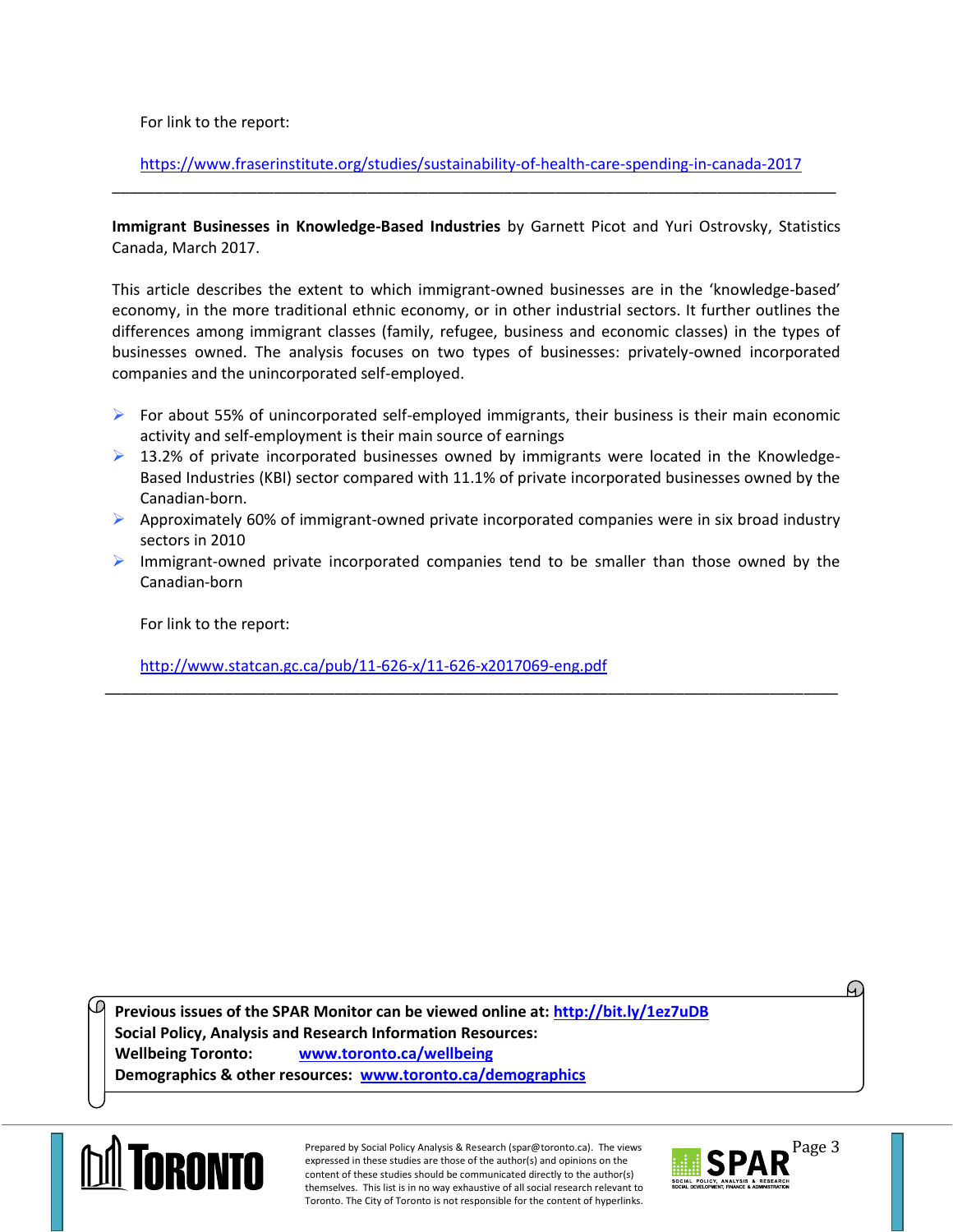For link to the report:

https://www.fraserinstitute.org/studies/sustainability-of-health-care-spending-in-canada-2017

---

**Immigrant Businesses in Knowledge-Based Industries** by Garnett Picot and Yuri Ostrovsky, Statistics Canada, March 2017.

This article describes the extent to which immigrant-owned businesses are in the 'knowledge-based' economy, in the more traditional ethnic economy, or in other industrial sectors. It further outlines the differences among immigrant classes (family, refugee, business and economic classes) in the types of businesses owned. The analysis focuses on two types of businesses: privately-owned incorporated companies and the unincorporated self-employed.

- For about 55% of unincorporated self-employed immigrants, their business is their main economic activity and self-employment is their main source of earnings
- 13.2% of private incorporated businesses owned by immigrants were located in the Knowledge-Based Industries (KBI) sector compared with 11.1% of private incorporated businesses owned by the Canadian-born.
- Approximately 60% of immigrant-owned private incorporated companies were in six broad industry sectors in 2010
- Immigrant-owned private incorporated companies tend to be smaller than those owned by the Canadian-born

For link to the report:

http://www.statcan.gc.ca/pub/11-626-x/11-626-x2017069-eng.pdf

---

**Previous issues of the SPAR Monitor can be viewed online at: http://bit.ly/1ez7uDB**
**Social Policy, Analysis and Research Information Resources:**
**Wellbeing Toronto: www.toronto.ca/wellbeing**
**Demographics & other resources: www.toronto.ca/demographics**

Prepared by Social Policy Analysis & Research (spar@toronto.ca). The views expressed in these studies are those of the author(s) and opinions on the content of these studies should be communicated directly to the author(s) themselves. This list is in no way exhaustive of all social research relevant to Toronto. The City of Toronto is not responsible for the content of hyperlinks.